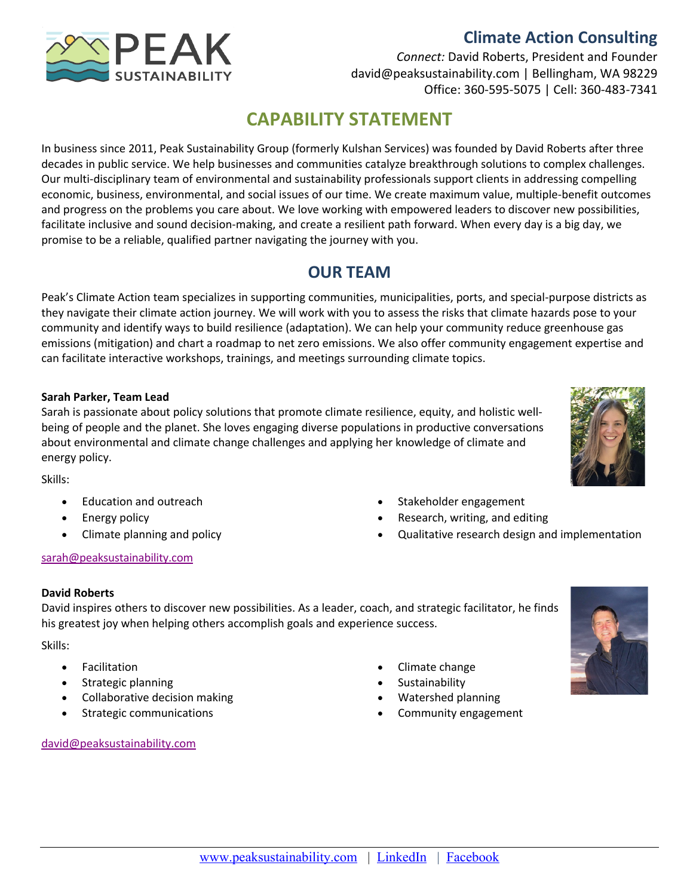PEAK SUSTAINABILITY

## Climate Action Consulting

*Connect:* David Roberts, President and Founder
david@peaksustainability.com | Bellingham, WA 98229
Office: 360-595-5075 | Cell: 360-483-7341

# CAPABILITY STATEMENT

In business since 2011, Peak Sustainability Group (formerly Kulshan Services) was founded by David Roberts after three decades in public service. We help businesses and communities catalyze breakthrough solutions to complex challenges. Our multi-disciplinary team of environmental and sustainability professionals support clients in addressing compelling economic, business, environmental, and social issues of our time. We create maximum value, multiple-benefit outcomes and progress on the problems you care about. We love working with empowered leaders to discover new possibilities, facilitate inclusive and sound decision-making, and create a resilient path forward. When every day is a big day, we promise to be a reliable, qualified partner navigating the journey with you.

## OUR TEAM

Peak's Climate Action team specializes in supporting communities, municipalities, ports, and special-purpose districts as they navigate their climate action journey. We will work with you to assess the risks that climate hazards pose to your community and identify ways to build resilience (adaptation). We can help your community reduce greenhouse gas emissions (mitigation) and chart a roadmap to net zero emissions. We also offer community engagement expertise and can facilitate interactive workshops, trainings, and meetings surrounding climate topics.

**Sarah Parker, Team Lead**
Sarah is passionate about policy solutions that promote climate resilience, equity, and holistic well-being of people and the planet. She loves engaging diverse populations in productive conversations about environmental and climate change challenges and applying her knowledge of climate and energy policy.

Skills:

- Education and outreach
- Energy policy
- Climate planning and policy
- Stakeholder engagement
- Research, writing, and editing
- Qualitative research design and implementation

sarah@peaksustainability.com

**David Roberts**
David inspires others to discover new possibilities. As a leader, coach, and strategic facilitator, he finds his greatest joy when helping others accomplish goals and experience success.

Skills:

- Facilitation
- Strategic planning
- Collaborative decision making
- Strategic communications
- Climate change
- Sustainability
- Watershed planning
- Community engagement

david@peaksustainability.com

www.peaksustainability.com | LinkedIn | Facebook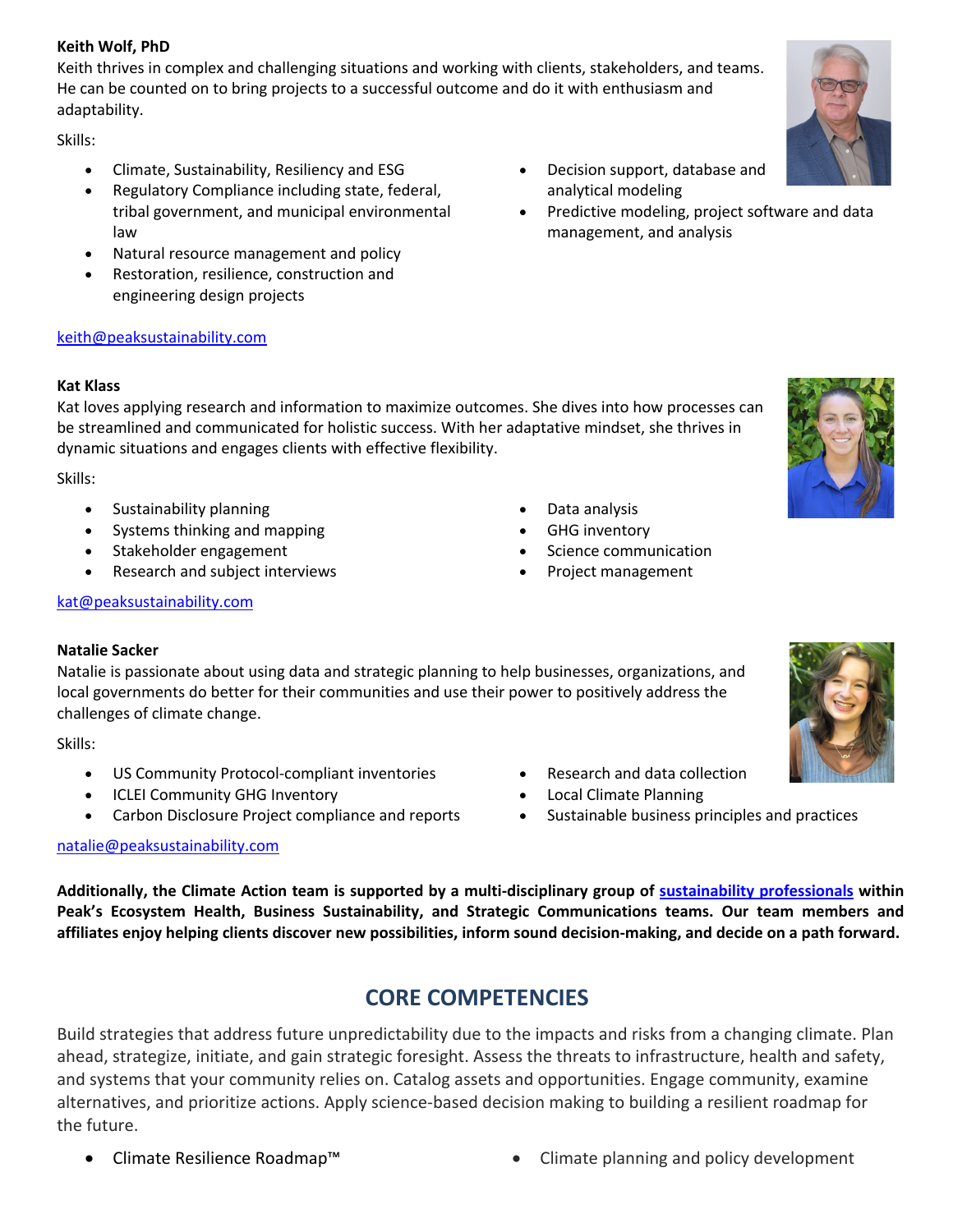**Keith Wolf, PhD**

Keith thrives in complex and challenging situations and working with clients, stakeholders, and teams. He can be counted on to bring projects to a successful outcome and do it with enthusiasm and adaptability.

Skills:

- Climate, Sustainability, Resiliency and ESG
- Regulatory Compliance including state, federal, tribal government, and municipal environmental law
- Natural resource management and policy
- Restoration, resilience, construction and engineering design projects
- Decision support, database and analytical modeling
- Predictive modeling, project software and data management, and analysis

keith@peaksustainability.com

**Kat Klass**

Kat loves applying research and information to maximize outcomes. She dives into how processes can be streamlined and communicated for holistic success. With her adaptative mindset, she thrives in dynamic situations and engages clients with effective flexibility.

Skills:

- Sustainability planning
- Systems thinking and mapping
- Stakeholder engagement
- Research and subject interviews
- Data analysis
- GHG inventory
- Science communication
- Project management

kat@peaksustainability.com

**Natalie Sacker**

Natalie is passionate about using data and strategic planning to help businesses, organizations, and local governments do better for their communities and use their power to positively address the challenges of climate change.

Skills:

- US Community Protocol-compliant inventories
- ICLEI Community GHG Inventory
- Carbon Disclosure Project compliance and reports
- Research and data collection
- Local Climate Planning
- Sustainable business principles and practices

natalie@peaksustainability.com

**Additionally, the Climate Action team is supported by a multi-disciplinary group of sustainability professionals within Peak's Ecosystem Health, Business Sustainability, and Strategic Communications teams. Our team members and affiliates enjoy helping clients discover new possibilities, inform sound decision-making, and decide on a path forward.**

## CORE COMPETENCIES

Build strategies that address future unpredictability due to the impacts and risks from a changing climate. Plan ahead, strategize, initiate, and gain strategic foresight. Assess the threats to infrastructure, health and safety, and systems that your community relies on. Catalog assets and opportunities. Engage community, examine alternatives, and prioritize actions. Apply science-based decision making to building a resilient roadmap for the future.

- Climate Resilience Roadmap™
- Climate planning and policy development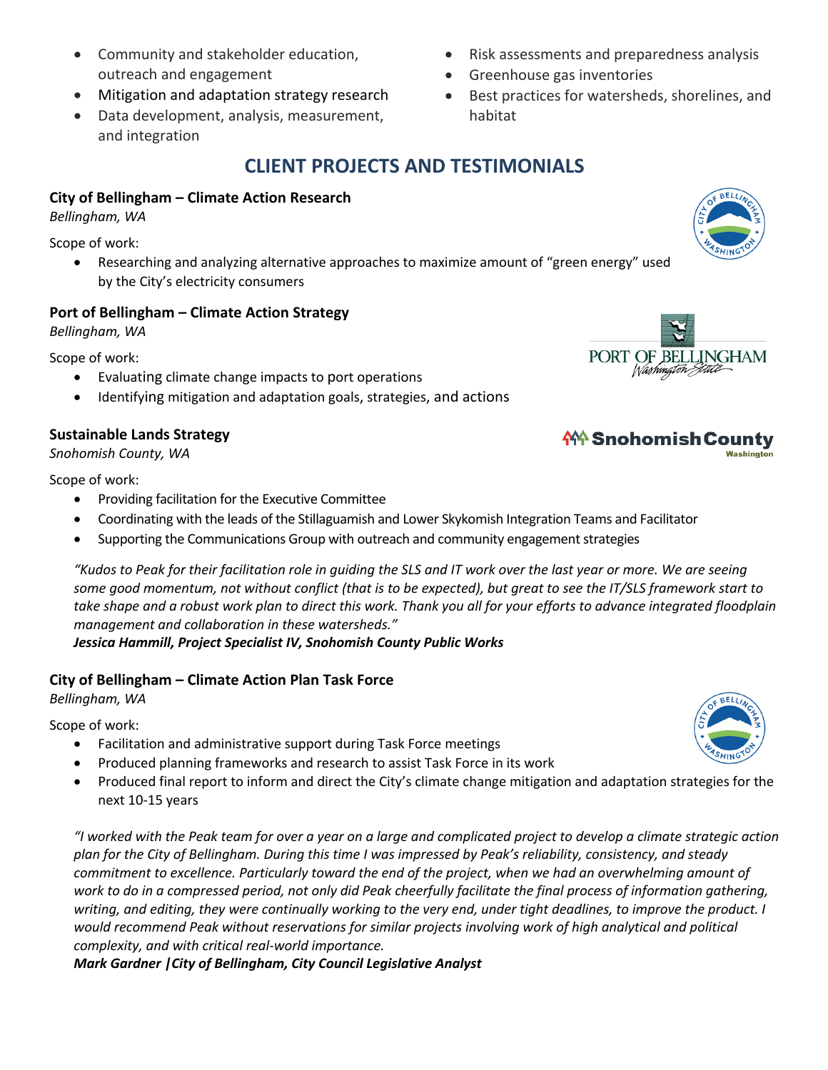- Community and stakeholder education, outreach and engagement
- Mitigation and adaptation strategy research
- Data development, analysis, measurement, and integration
- Risk assessments and preparedness analysis
- Greenhouse gas inventories
- Best practices for watersheds, shorelines, and habitat

## CLIENT PROJECTS AND TESTIMONIALS

### City of Bellingham – Climate Action Research

*Bellingham, WA*

Scope of work:

- Researching and analyzing alternative approaches to maximize amount of "green energy" used by the City's electricity consumers

### Port of Bellingham – Climate Action Strategy

*Bellingham, WA*

Scope of work:

- Evaluating climate change impacts to port operations
- Identifying mitigation and adaptation goals, strategies, and actions

### Sustainable Lands Strategy

*Snohomish County, WA*

Scope of work:

- Providing facilitation for the Executive Committee
- Coordinating with the leads of the Stillaguamish and Lower Skykomish Integration Teams and Facilitator
- Supporting the Communications Group with outreach and community engagement strategies

*"Kudos to Peak for their facilitation role in guiding the SLS and IT work over the last year or more. We are seeing some good momentum, not without conflict (that is to be expected), but great to see the IT/SLS framework start to take shape and a robust work plan to direct this work. Thank you all for your efforts to advance integrated floodplain management and collaboration in these watersheds."*

***Jessica Hammill, Project Specialist IV, Snohomish County Public Works***

### City of Bellingham – Climate Action Plan Task Force

*Bellingham, WA*

Scope of work:

- Facilitation and administrative support during Task Force meetings
- Produced planning frameworks and research to assist Task Force in its work
- Produced final report to inform and direct the City's climate change mitigation and adaptation strategies for the next 10-15 years

*"I worked with the Peak team for over a year on a large and complicated project to develop a climate strategic action plan for the City of Bellingham. During this time I was impressed by Peak's reliability, consistency, and steady commitment to excellence. Particularly toward the end of the project, when we had an overwhelming amount of work to do in a compressed period, not only did Peak cheerfully facilitate the final process of information gathering, writing, and editing, they were continually working to the very end, under tight deadlines, to improve the product. I would recommend Peak without reservations for similar projects involving work of high analytical and political complexity, and with critical real-world importance.*

***Mark Gardner | City of Bellingham, City Council Legislative Analyst***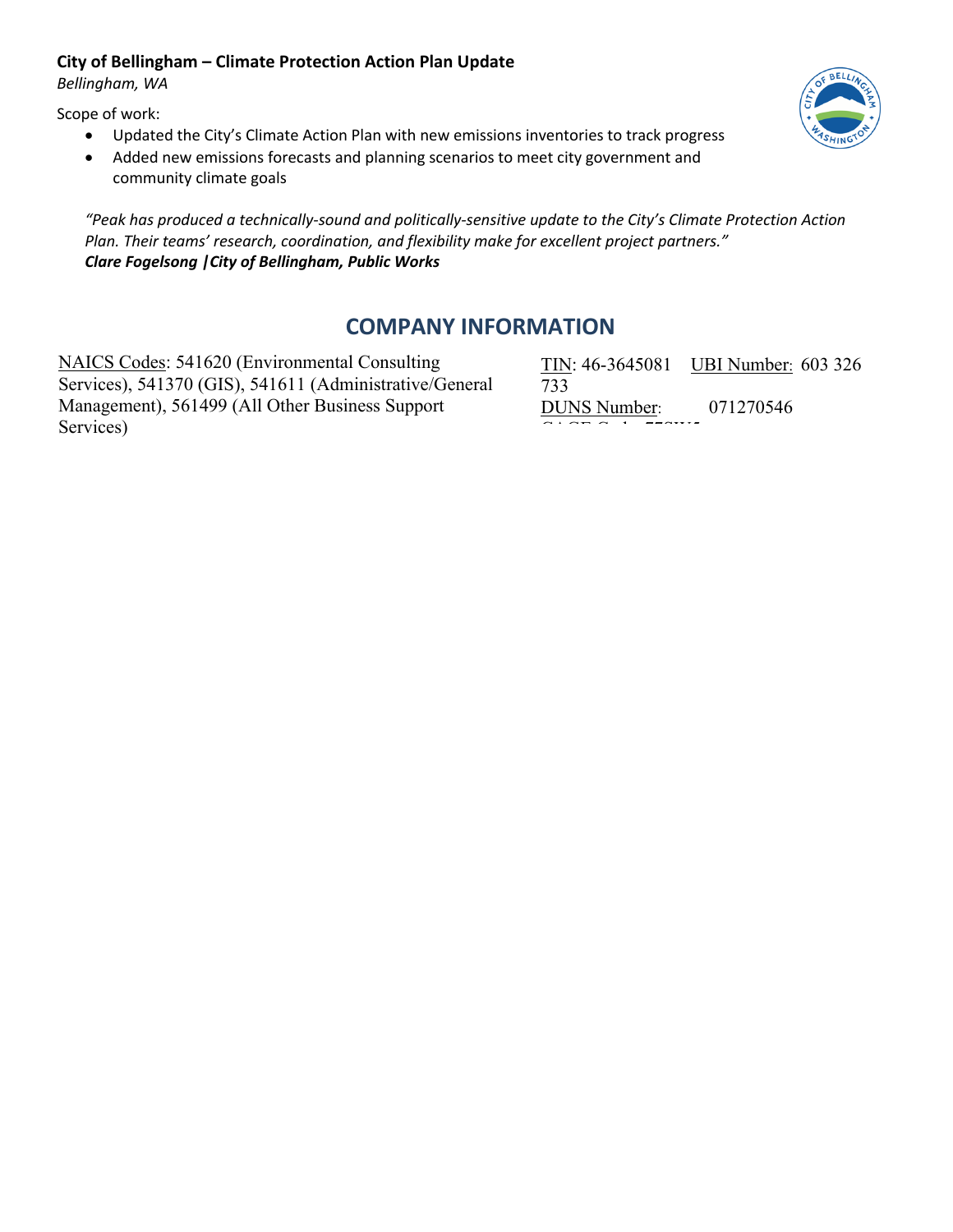**City of Bellingham – Climate Protection Action Plan Update**

*Bellingham, WA*

Scope of work:

- Updated the City's Climate Action Plan with new emissions inventories to track progress
- Added new emissions forecasts and planning scenarios to meet city government and community climate goals

> *"Peak has produced a technically-sound and politically-sensitive update to the City's Climate Protection Action Plan. Their teams' research, coordination, and flexibility make for excellent project partners."*
> ***Clare Fogelsong |City of Bellingham, Public Works***

## COMPANY INFORMATION

NAICS Codes: 541620 (Environmental Consulting Services), 541370 (GIS), 541611 (Administrative/General Management), 561499 (All Other Business Support Services)

TIN: 46-3645081 UBI Number: 603 326 733

DUNS Number: 071270546

CAGE Code: 77SW5